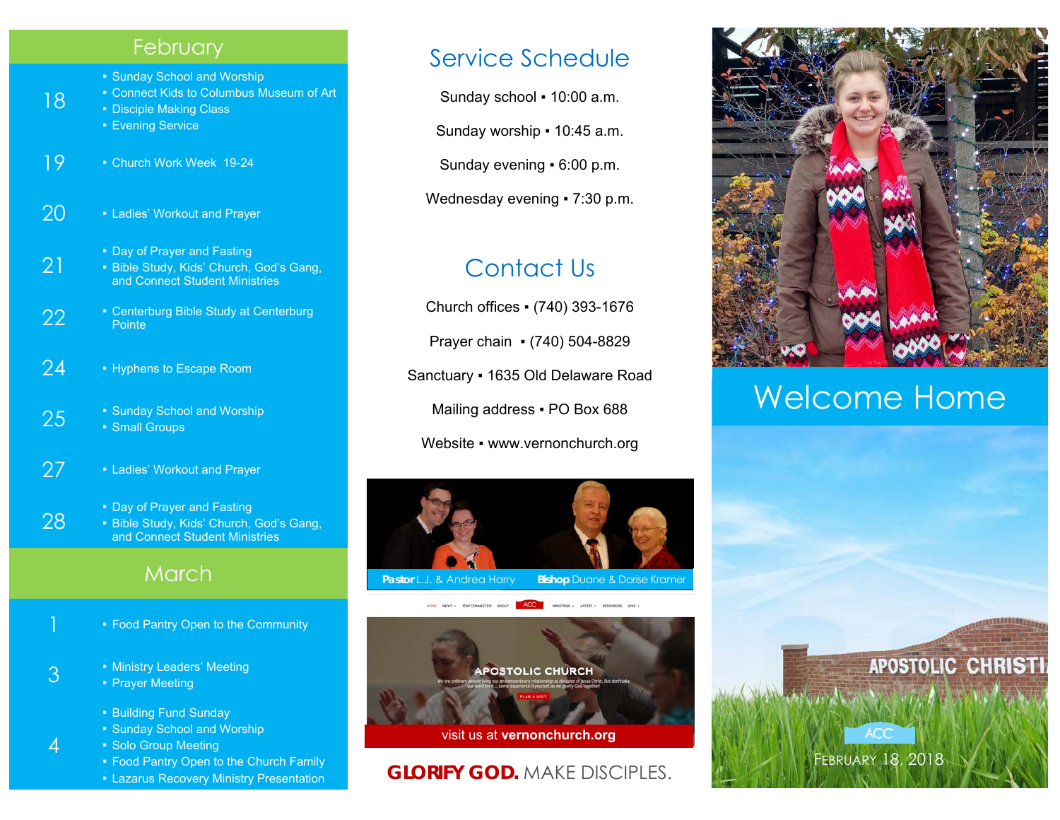## February

**18**
- Sunday School and Worship
- Connect Kids to Columbus Museum of Art
- Disciple Making Class
- Evening Service

**19**
- Church Work Week 19-24

**20**
- Ladies' Workout and Prayer

**21**
- Day of Prayer and Fasting
- Bible Study, Kids' Church, God's Gang, and Connect Student Ministries

**22**
- Centerburg Bible Study at Centerburg Pointe

**24**
- Hyphens to Escape Room

**25**
- Sunday School and Worship
- Small Groups

**27**
- Ladies' Workout and Prayer

**28**
- Day of Prayer and Fasting
- Bible Study, Kids' Church, God's Gang, and Connect Student Ministries

## March

**1**
- Food Pantry Open to the Community

**3**
- Ministry Leaders' Meeting
- Prayer Meeting

**4**
- Building Fund Sunday
- Sunday School and Worship
- Solo Group Meeting
- Food Pantry Open to the Church Family
- Lazarus Recovery Ministry Presentation

## Service Schedule

Sunday school ▪ 10:00 a.m.

Sunday worship ▪ 10:45 a.m.

Sunday evening ▪ 6:00 p.m.

Wednesday evening ▪ 7:30 p.m.

## Contact Us

Church offices ▪ (740) 393-1676

Prayer chain ▪ (740) 504-8829

Sanctuary ▪ 1635 Old Delaware Road

Mailing address ▪ PO Box 688

Website ▪ www.vernonchurch.org

**Pastor** L.J. & Andrea Harry  **Bishop** Duane & Dorise Kramer

visit us at **vernonchurch.org**

**GLORIFY GOD.** MAKE DISCIPLES.

# Welcome Home

ACC

February 18, 2018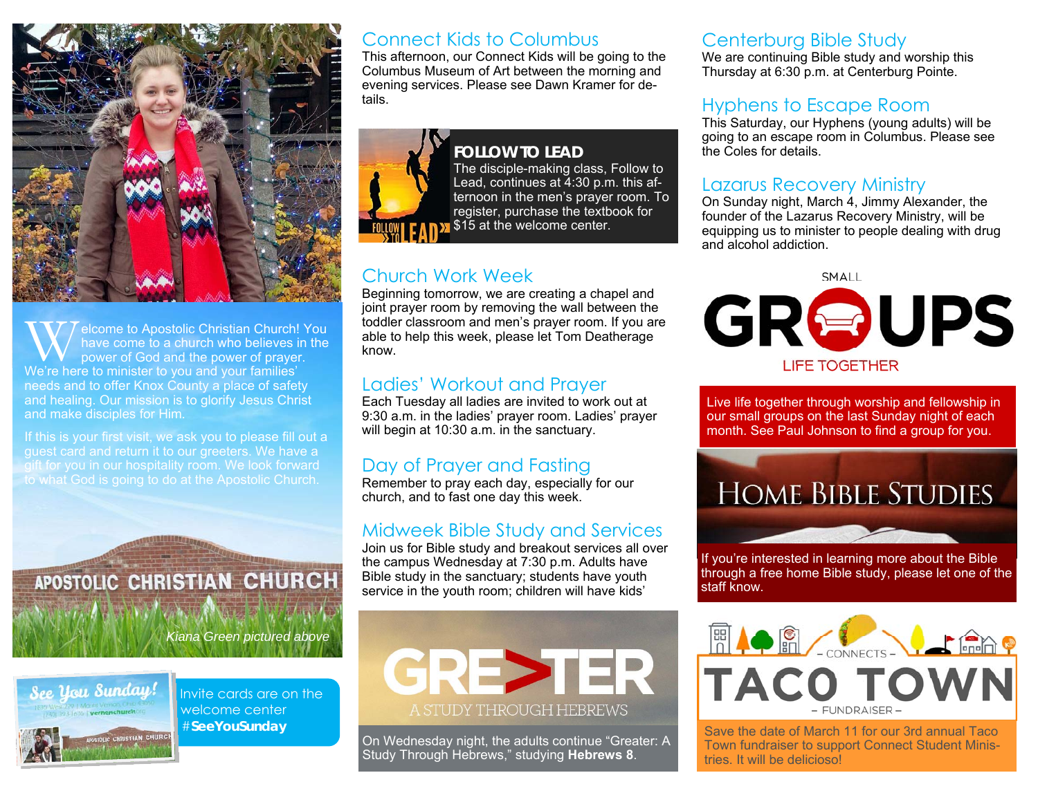Welcome to Apostolic Christian Church! You have come to a church who believes in the power of God and the power of prayer. We're here to minister to you and your families' needs and to offer Knox County a place of safety and healing. Our mission is to glorify Jesus Christ and make disciples for Him.

If this is your first visit, we ask you to please fill out a guest card and return it to our greeters. We have a gift for you in our hospitality room. We look forward to what God is going to do at the Apostolic Church.

APOSTOLIC CHRISTIAN CHURCH

*Kiana Green pictured above*

See You Sunday!

Invite cards are on the welcome center **#SeeYouSunday**

## Connect Kids to Columbus

This afternoon, our Connect Kids will be going to the Columbus Museum of Art between the morning and evening services. Please see Dawn Kramer for details.

## FOLLOW TO LEAD

The disciple-making class, Follow to Lead, continues at 4:30 p.m. this afternoon in the men's prayer room. To register, purchase the textbook for $15 at the welcome center.

## Church Work Week

Beginning tomorrow, we are creating a chapel and joint prayer room by removing the wall between the toddler classroom and men's prayer room. If you are able to help this week, please let Tom Deatherage know.

## Ladies' Workout and Prayer

Each Tuesday all ladies are invited to work out at 9:30 a.m. in the ladies' prayer room. Ladies' prayer will begin at 10:30 a.m. in the sanctuary.

## Day of Prayer and Fasting

Remember to pray each day, especially for our church, and to fast one day this week.

## Midweek Bible Study and Services

Join us for Bible study and breakout services all over the campus Wednesday at 7:30 p.m. Adults have Bible study in the sanctuary; students have youth service in the youth room; children will have kids'

## GREATER

A STUDY THROUGH HEBREWS

On Wednesday night, the adults continue "Greater: A Study Through Hebrews," studying **Hebrews 8**.

## Centerburg Bible Study

We are continuing Bible study and worship this Thursday at 6:30 p.m. at Centerburg Pointe.

## Hyphens to Escape Room

This Saturday, our Hyphens (young adults) will be going to an escape room in Columbus. Please see the Coles for details.

## Lazarus Recovery Ministry

On Sunday night, March 4, Jimmy Alexander, the founder of the Lazarus Recovery Ministry, will be equipping us to minister to people dealing with drug and alcohol addiction.

## SMALL GROUPS

LIFE TOGETHER

Live life together through worship and fellowship in our small groups on the last Sunday night of each month. See Paul Johnson to find a group for you.

## HOME BIBLE STUDIES

If you're interested in learning more about the Bible through a free home Bible study, please let one of the staff know.

## – CONNECTS – TACO TOWN – FUNDRAISER –

Save the date of March 11 for our 3rd annual Taco Town fundraiser to support Connect Student Ministries. It will be delicioso!